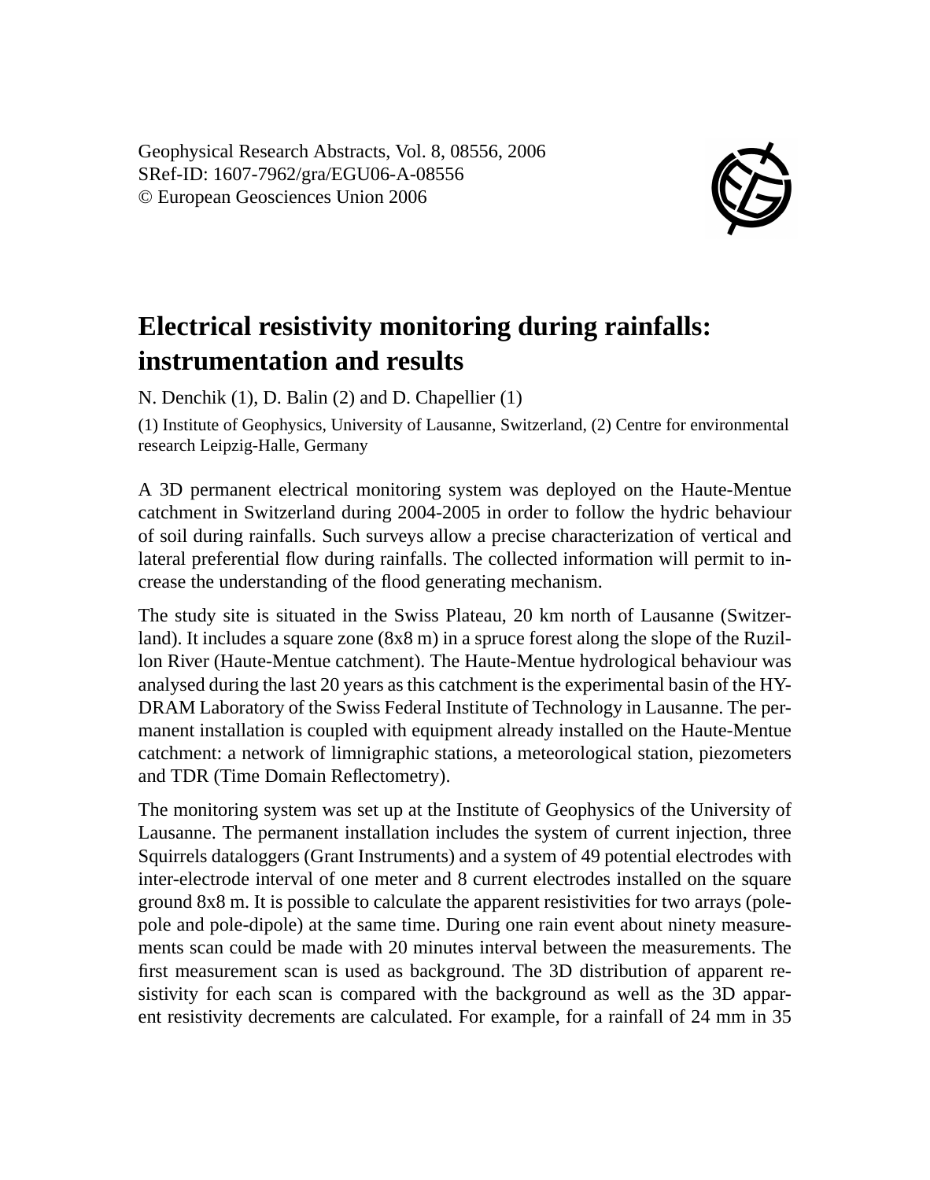Geophysical Research Abstracts, Vol. 8, 08556, 2006
SRef-ID: 1607-7962/gra/EGU06-A-08556
© European Geosciences Union 2006

# Electrical resistivity monitoring during rainfalls: instrumentation and results

N. Denchik (1), D. Balin (2) and D. Chapellier (1)

(1) Institute of Geophysics, University of Lausanne, Switzerland, (2) Centre for environmental research Leipzig-Halle, Germany

A 3D permanent electrical monitoring system was deployed on the Haute-Mentue catchment in Switzerland during 2004-2005 in order to follow the hydric behaviour of soil during rainfalls. Such surveys allow a precise characterization of vertical and lateral preferential flow during rainfalls. The collected information will permit to increase the understanding of the flood generating mechanism.

The study site is situated in the Swiss Plateau, 20 km north of Lausanne (Switzerland). It includes a square zone (8x8 m) in a spruce forest along the slope of the Ruzillon River (Haute-Mentue catchment). The Haute-Mentue hydrological behaviour was analysed during the last 20 years as this catchment is the experimental basin of the HYDRAM Laboratory of the Swiss Federal Institute of Technology in Lausanne. The permanent installation is coupled with equipment already installed on the Haute-Mentue catchment: a network of limnigraphic stations, a meteorological station, piezometers and TDR (Time Domain Reflectometry).

The monitoring system was set up at the Institute of Geophysics of the University of Lausanne. The permanent installation includes the system of current injection, three Squirrels dataloggers (Grant Instruments) and a system of 49 potential electrodes with inter-electrode interval of one meter and 8 current electrodes installed on the square ground 8x8 m. It is possible to calculate the apparent resistivities for two arrays (pole-pole and pole-dipole) at the same time. During one rain event about ninety measurements scan could be made with 20 minutes interval between the measurements. The first measurement scan is used as background. The 3D distribution of apparent resistivity for each scan is compared with the background as well as the 3D apparent resistivity decrements are calculated. For example, for a rainfall of 24 mm in 35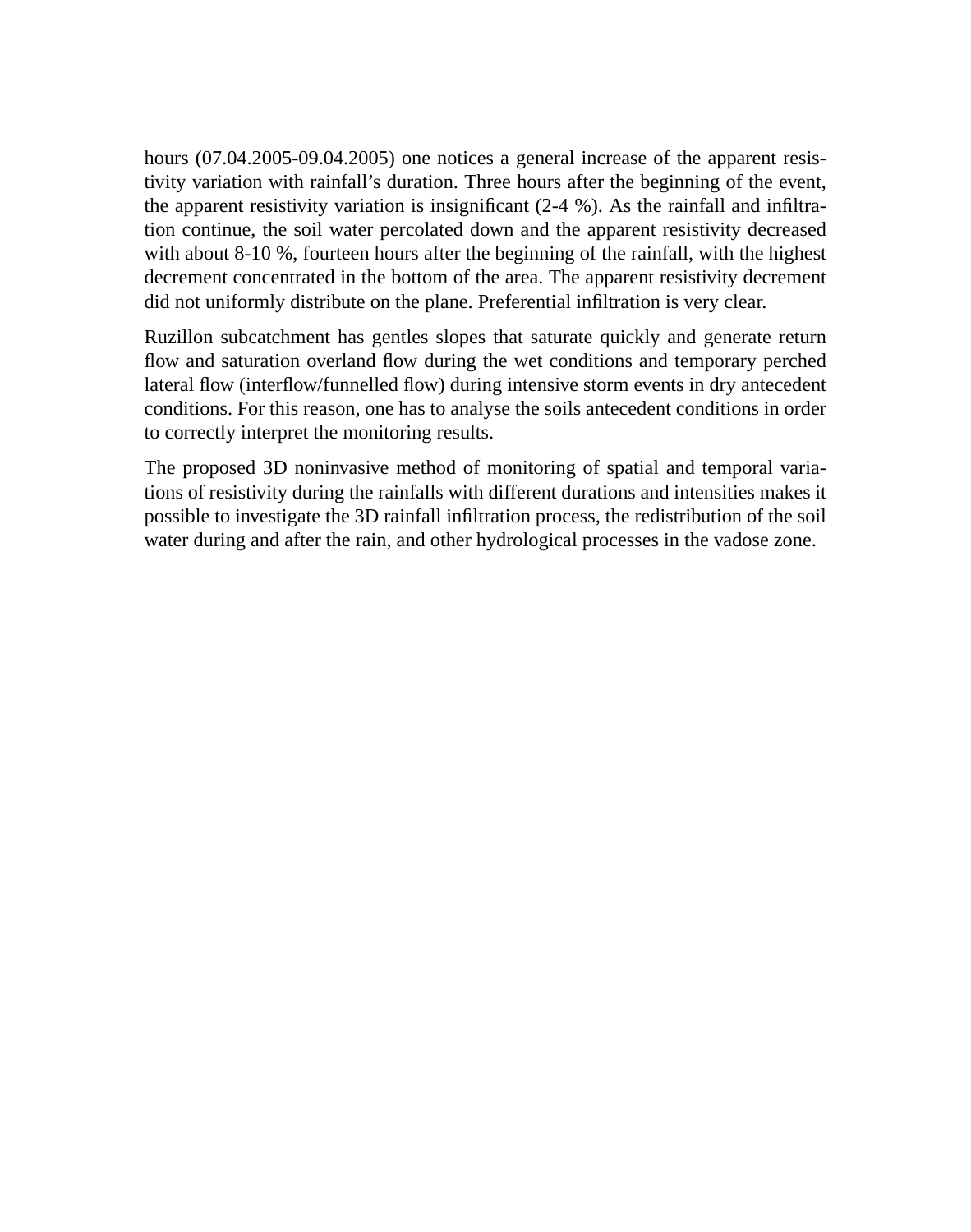hours (07.04.2005-09.04.2005) one notices a general increase of the apparent resistivity variation with rainfall's duration. Three hours after the beginning of the event, the apparent resistivity variation is insignificant (2-4 %). As the rainfall and infiltration continue, the soil water percolated down and the apparent resistivity decreased with about 8-10 %, fourteen hours after the beginning of the rainfall, with the highest decrement concentrated in the bottom of the area. The apparent resistivity decrement did not uniformly distribute on the plane. Preferential infiltration is very clear.

Ruzillon subcatchment has gentles slopes that saturate quickly and generate return flow and saturation overland flow during the wet conditions and temporary perched lateral flow (interflow/funnelled flow) during intensive storm events in dry antecedent conditions. For this reason, one has to analyse the soils antecedent conditions in order to correctly interpret the monitoring results.

The proposed 3D noninvasive method of monitoring of spatial and temporal variations of resistivity during the rainfalls with different durations and intensities makes it possible to investigate the 3D rainfall infiltration process, the redistribution of the soil water during and after the rain, and other hydrological processes in the vadose zone.